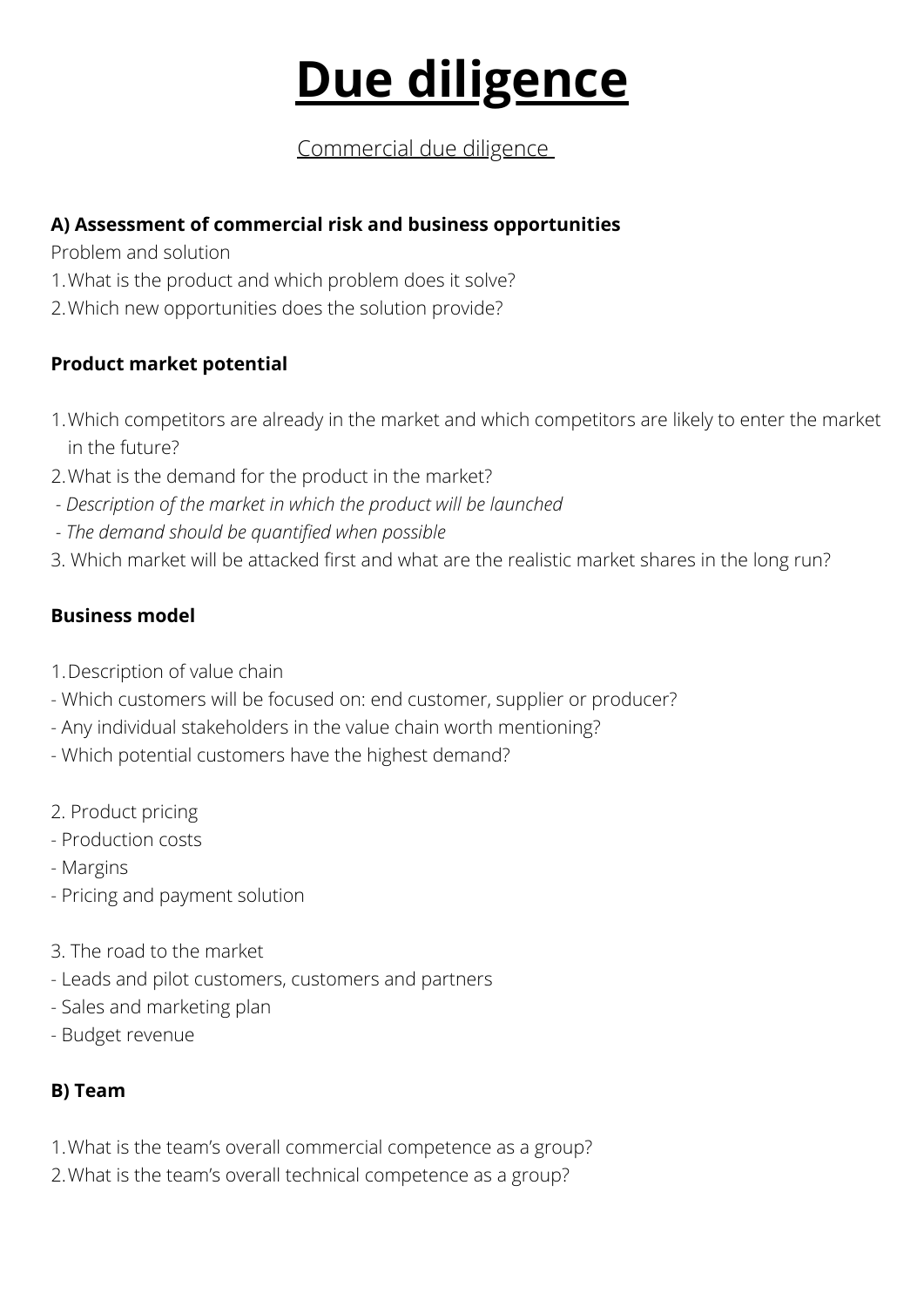# Due diligence

Commercial due diligence

**A) Assessment of commercial risk and business opportunities**

Problem and solution

1. What is the product and which problem does it solve?
2. Which new opportunities does the solution provide?

**Product market potential**

1. Which competitors are already in the market and which competitors are likely to enter the market in the future?
2. What is the demand for the product in the market?

- *Description of the market in which the product will be launched*
- *The demand should be quantified when possible*

3. Which market will be attacked first and what are the realistic market shares in the long run?

**Business model**

1. Description of value chain

- Which customers will be focused on: end customer, supplier or producer?
- Any individual stakeholders in the value chain worth mentioning?
- Which potential customers have the highest demand?

2. Product pricing

- Production costs
- Margins
- Pricing and payment solution

3. The road to the market

- Leads and pilot customers, customers and partners
- Sales and marketing plan
- Budget revenue

**B) Team**

1. What is the team's overall commercial competence as a group?
2. What is the team's overall technical competence as a group?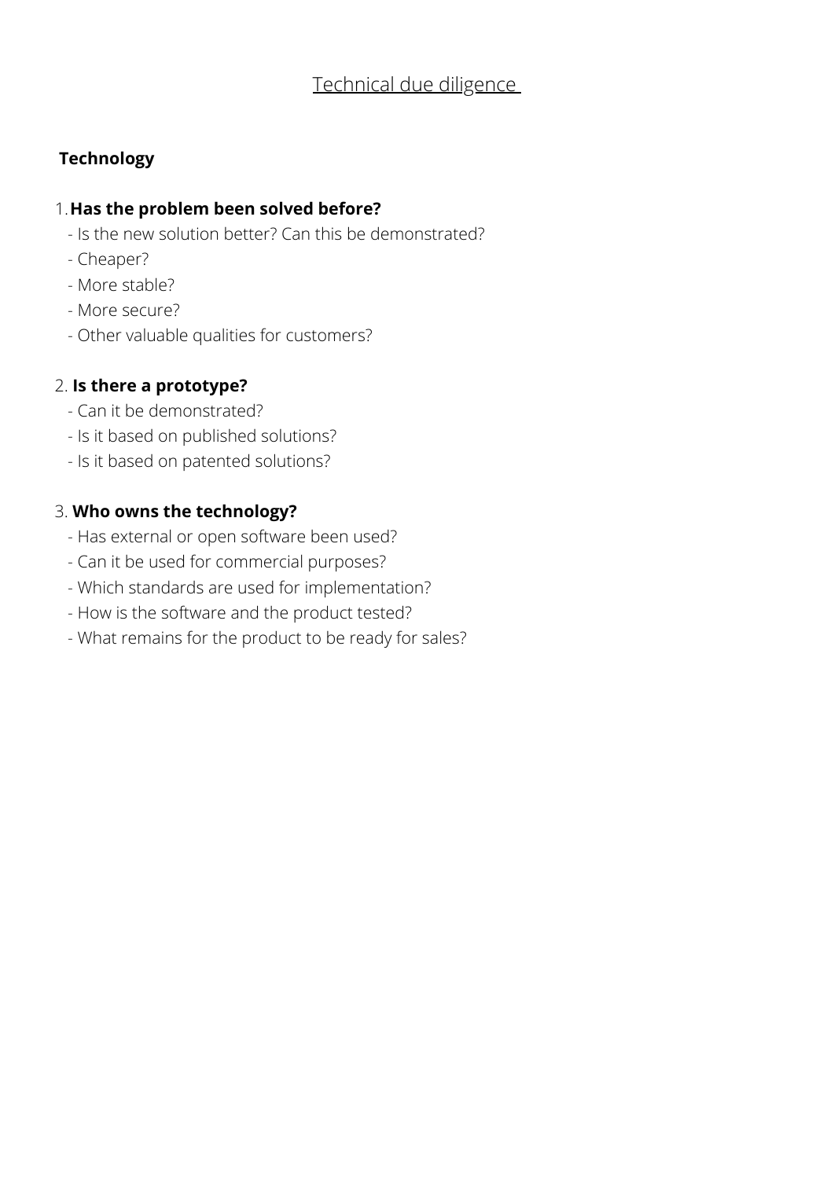# Technical due diligence

**Technology**

1. **Has the problem been solved before?**
   - Is the new solution better? Can this be demonstrated?
   - Cheaper?
   - More stable?
   - More secure?
   - Other valuable qualities for customers?

2. **Is there a prototype?**
   - Can it be demonstrated?
   - Is it based on published solutions?
   - Is it based on patented solutions?

3. **Who owns the technology?**
   - Has external or open software been used?
   - Can it be used for commercial purposes?
   - Which standards are used for implementation?
   - How is the software and the product tested?
   - What remains for the product to be ready for sales?